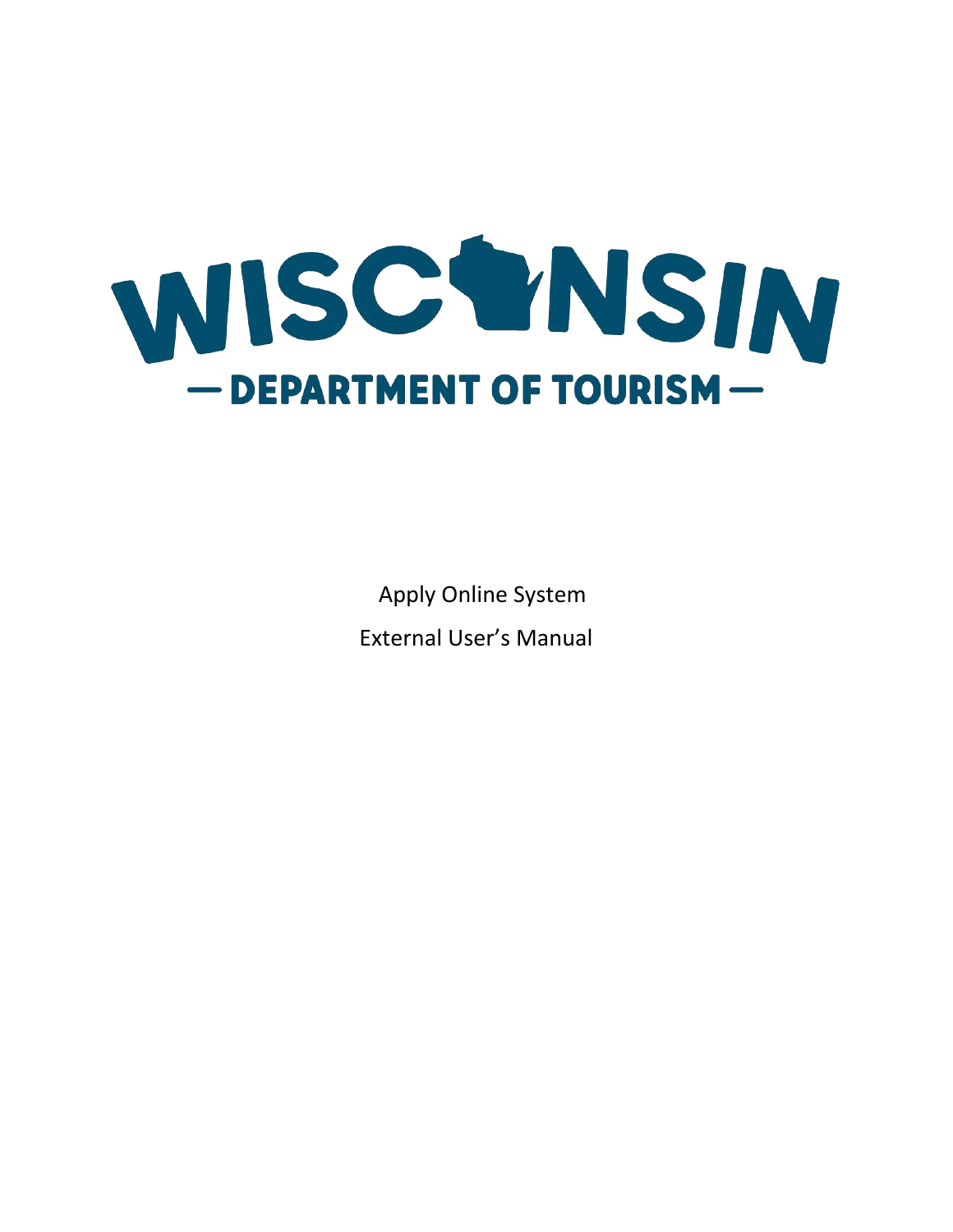# WISCONSIN

## — DEPARTMENT OF TOURISM —

Apply Online System

External User's Manual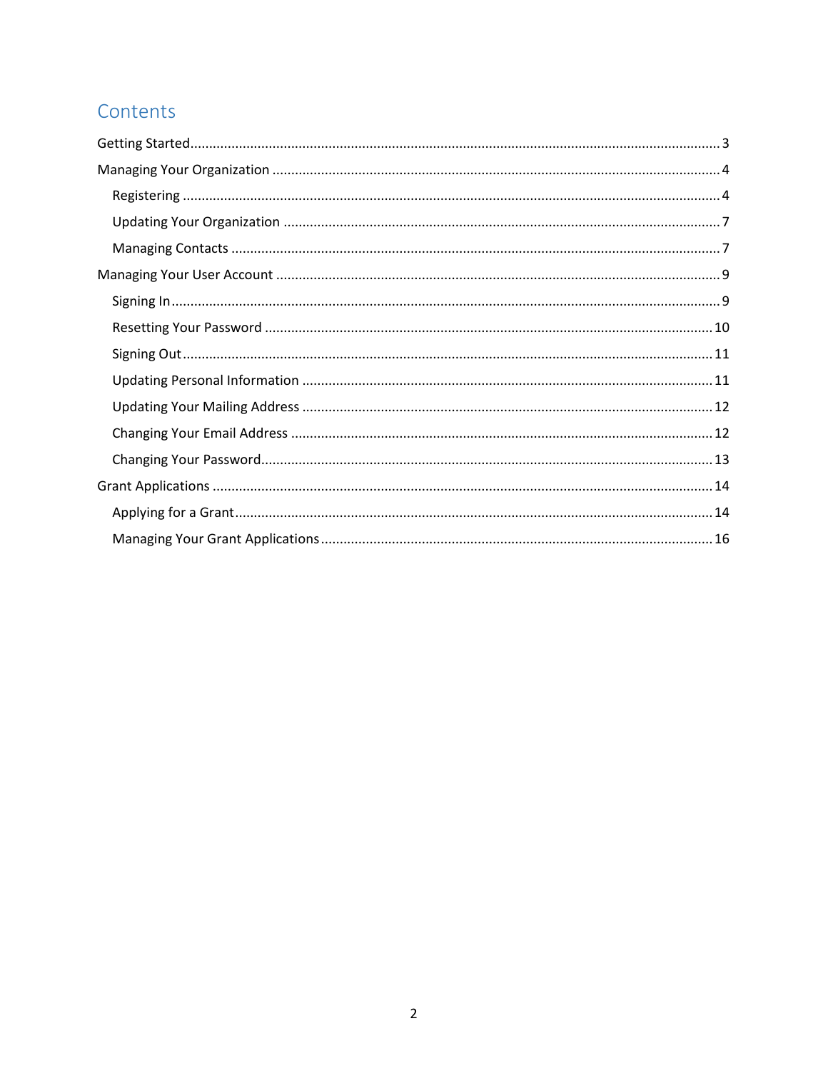# Contents

Getting Started ........ 3

Managing Your Organization ........ 4

- Registering ........ 4
- Updating Your Organization ........ 7
- Managing Contacts ........ 7

Managing Your User Account ........ 9

- Signing In ........ 9
- Resetting Your Password ........ 10
- Signing Out ........ 11
- Updating Personal Information ........ 11
- Updating Your Mailing Address ........ 12
- Changing Your Email Address ........ 12
- Changing Your Password ........ 13

Grant Applications ........ 14

- Applying for a Grant ........ 14
- Managing Your Grant Applications ........ 16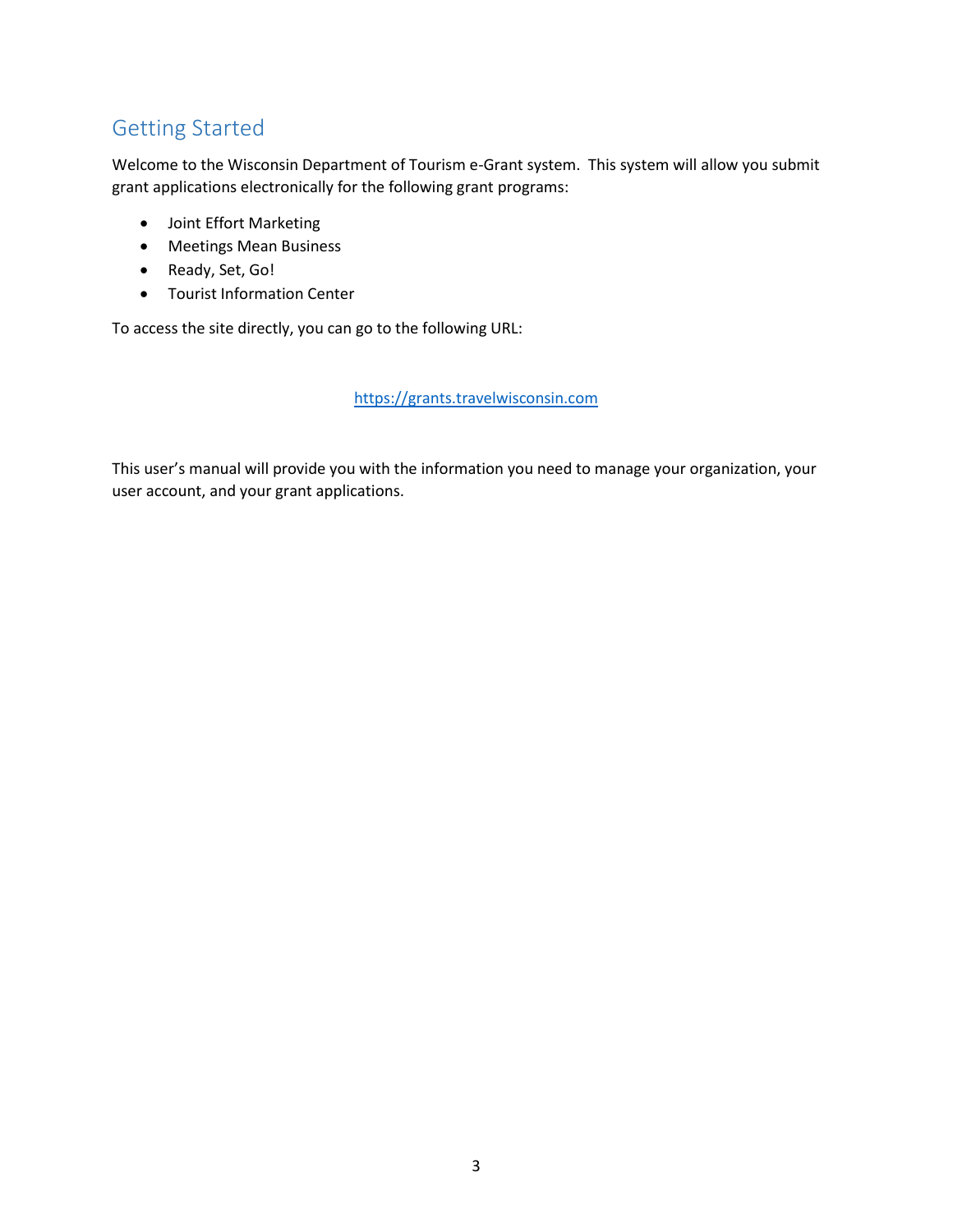# Getting Started

Welcome to the Wisconsin Department of Tourism e-Grant system. This system will allow you submit grant applications electronically for the following grant programs:

- Joint Effort Marketing
- Meetings Mean Business
- Ready, Set, Go!
- Tourist Information Center

To access the site directly, you can go to the following URL:

https://grants.travelwisconsin.com

This user's manual will provide you with the information you need to manage your organization, your user account, and your grant applications.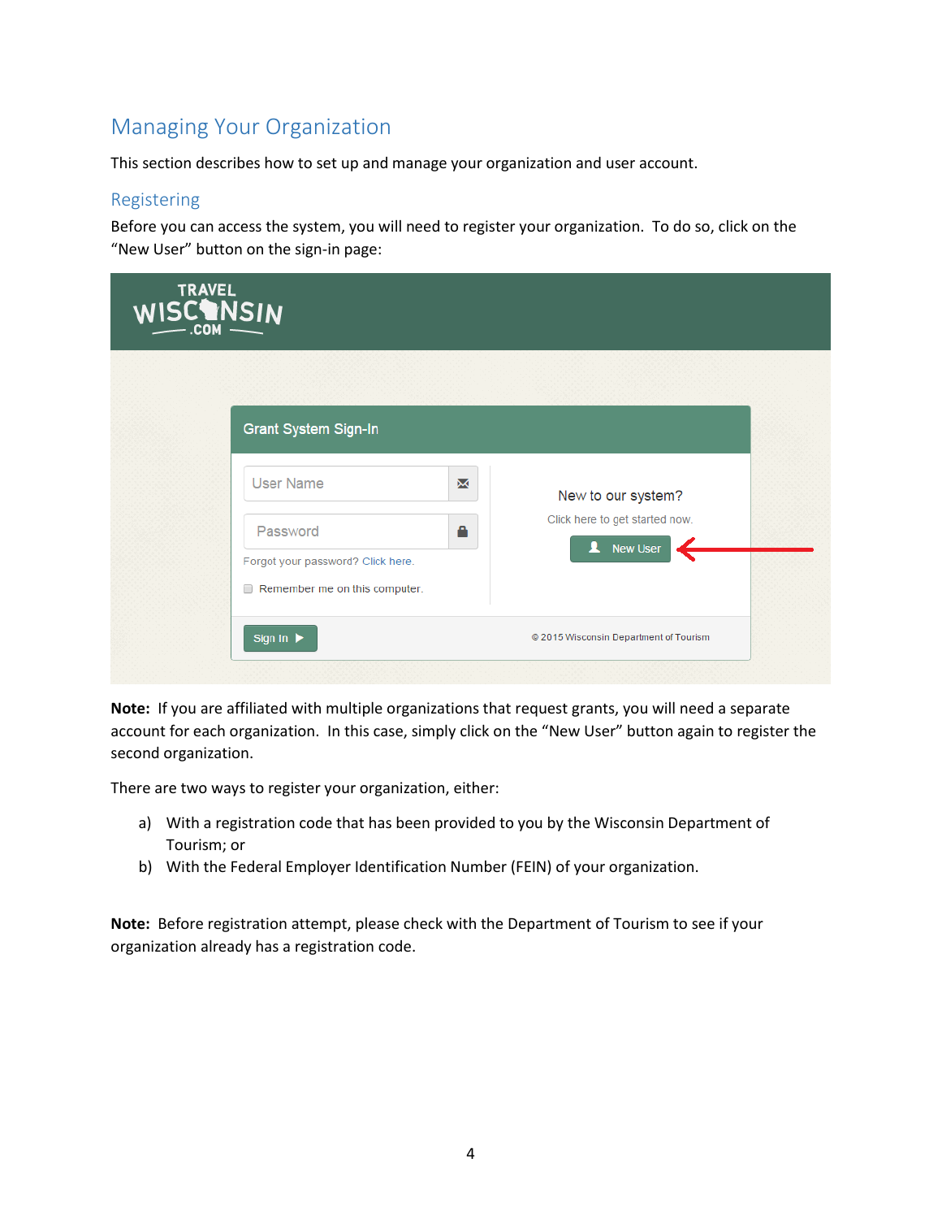## Managing Your Organization

This section describes how to set up and manage your organization and user account.

### Registering

Before you can access the system, you will need to register your organization. To do so, click on the "New User" button on the sign-in page:

**Note:** If you are affiliated with multiple organizations that request grants, you will need a separate account for each organization. In this case, simply click on the "New User" button again to register the second organization.

There are two ways to register your organization, either:

a) With a registration code that has been provided to you by the Wisconsin Department of Tourism; or
b) With the Federal Employer Identification Number (FEIN) of your organization.

**Note:** Before registration attempt, please check with the Department of Tourism to see if your organization already has a registration code.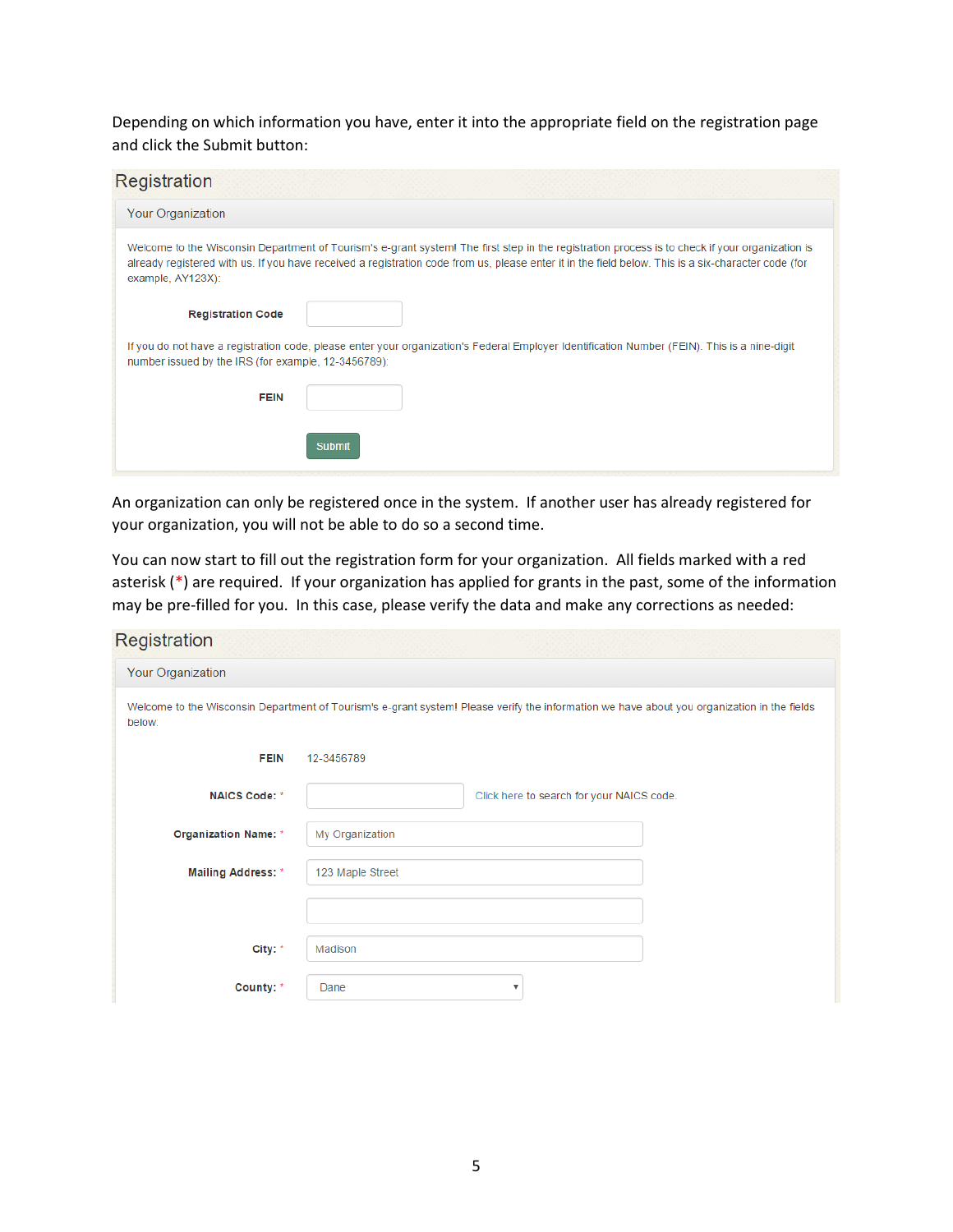Depending on which information you have, enter it into the appropriate field on the registration page and click the Submit button:

## Registration

### Your Organization

Welcome to the Wisconsin Department of Tourism's e-grant system! The first step in the registration process is to check if your organization is already registered with us. If you have received a registration code from us, please enter it in the field below. This is a six-character code (for example, AY123X):

**Registration Code** [ ]

If you do not have a registration code, please enter your organization's Federal Employer Identification Number (FEIN). This is a nine-digit number issued by the IRS (for example, 12-3456789):

**FEIN** [ ]

[Submit]

An organization can only be registered once in the system. If another user has already registered for your organization, you will not be able to do so a second time.

You can now start to fill out the registration form for your organization. All fields marked with a red asterisk (*) are required. If your organization has applied for grants in the past, some of the information may be pre-filled for you. In this case, please verify the data and make any corrections as needed:

## Registration

### Your Organization

Welcome to the Wisconsin Department of Tourism's e-grant system! Please verify the information we have about you organization in the fields below.

**FEIN** 12-3456789

**NAICS Code:** * [ ] Click here to search for your NAICS code.

**Organization Name:** * My Organization

**Mailing Address:** * 123 Maple Street

[ ]

**City:** * Madison

**County:** * Dane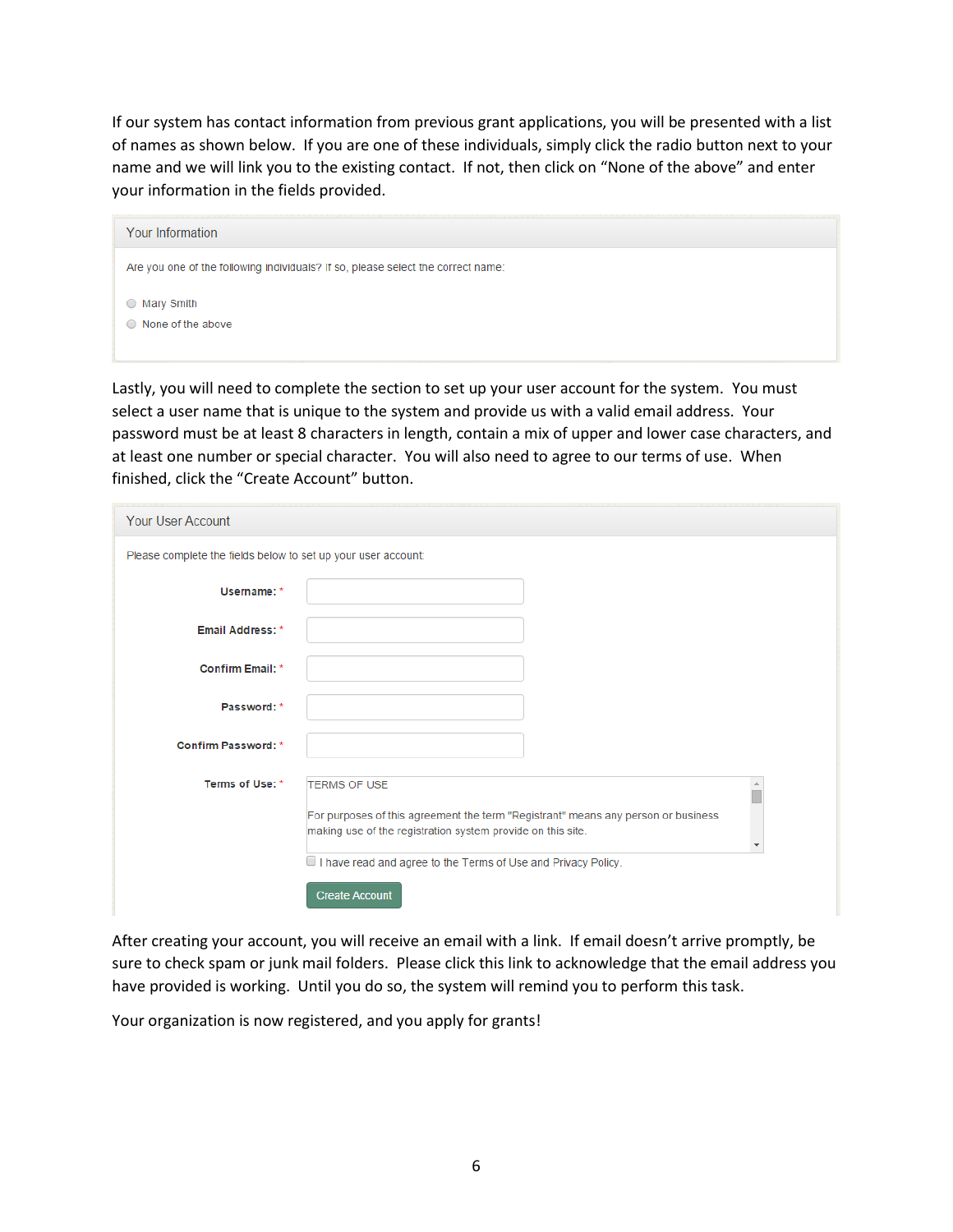If our system has contact information from previous grant applications, you will be presented with a list of names as shown below. If you are one of these individuals, simply click the radio button next to your name and we will link you to the existing contact. If not, then click on "None of the above" and enter your information in the fields provided.

**Your Information**

Are you one of the following individuals? If so, please select the correct name:

- ◯ Mary Smith
- ◯ None of the above

Lastly, you will need to complete the section to set up your user account for the system. You must select a user name that is unique to the system and provide us with a valid email address. Your password must be at least 8 characters in length, contain a mix of upper and lower case characters, and at least one number or special character. You will also need to agree to our terms of use. When finished, click the "Create Account" button.

**Your User Account**

Please complete the fields below to set up your user account:

- **Username:** *
- **Email Address:** *
- **Confirm Email:** *
- **Password:** *
- **Confirm Password:** *
- **Terms of Use:** *

TERMS OF USE

For purposes of this agreement the term "Registrant" means any person or business making use of the registration system provide on this site.

☐ I have read and agree to the Terms of Use and Privacy Policy.

[Create Account]

After creating your account, you will receive an email with a link. If email doesn't arrive promptly, be sure to check spam or junk mail folders. Please click this link to acknowledge that the email address you have provided is working. Until you do so, the system will remind you to perform this task.

Your organization is now registered, and you apply for grants!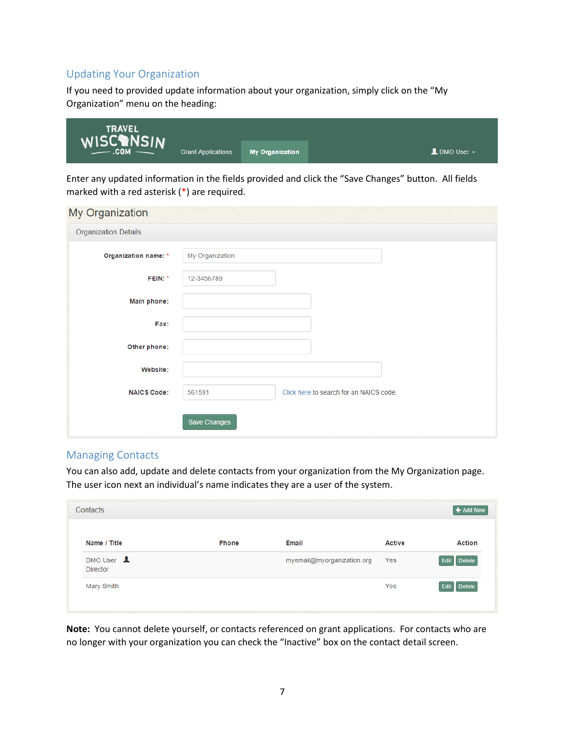## Updating Your Organization

If you need to provided update information about your organization, simply click on the "My Organization" menu on the heading:

TRAVEL WISCONSIN .COM | Grant Applications | My Organization | DMO User

Enter any updated information in the fields provided and click the "Save Changes" button. All fields marked with a red asterisk (*) are required.

**My Organization**

Organization Details

| Field | Value |
| --- | --- |
| Organization name: * | My Organization |
| FEIN: * | 12-3456789 |
| Main phone: | |
| Fax: | |
| Other phone: | |
| Website: | |
| NAICS Code: | 561591 — Click here to search for an NAICS code. |

Save Changes

## Managing Contacts

You can also add, update and delete contacts from your organization from the My Organization page. The user icon next an individual's name indicates they are a user of the system.

Contacts — + Add New

| Name / Title | Phone | Email | Active | Action |
| --- | --- | --- | --- | --- |
| DMO User (user icon)<br>Director | | myemail@myorganization.org | Yes | Edit Delete |
| Mary Smith | | | Yes | Edit Delete |

**Note:** You cannot delete yourself, or contacts referenced on grant applications. For contacts who are no longer with your organization you can check the "Inactive" box on the contact detail screen.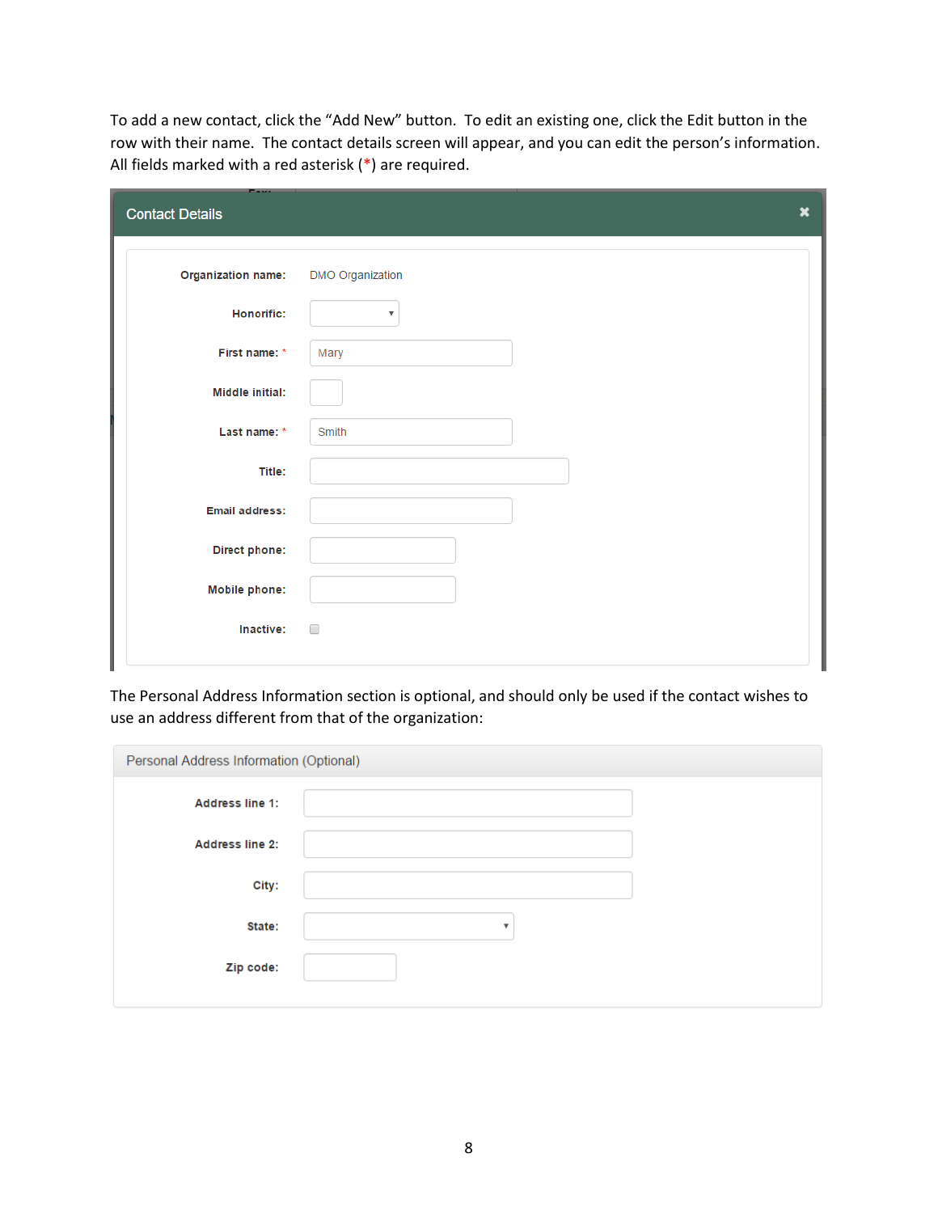To add a new contact, click the "Add New" button. To edit an existing one, click the Edit button in the row with their name. The contact details screen will appear, and you can edit the person's information. All fields marked with a red asterisk (*) are required.

**Contact Details**

Organization name: DMO Organization

Honorific:

First name: * Mary

Middle initial:

Last name: * Smith

Title:

Email address:

Direct phone:

Mobile phone:

Inactive:

The Personal Address Information section is optional, and should only be used if the contact wishes to use an address different from that of the organization:

**Personal Address Information (Optional)**

Address line 1:

Address line 2:

City:

State:

Zip code: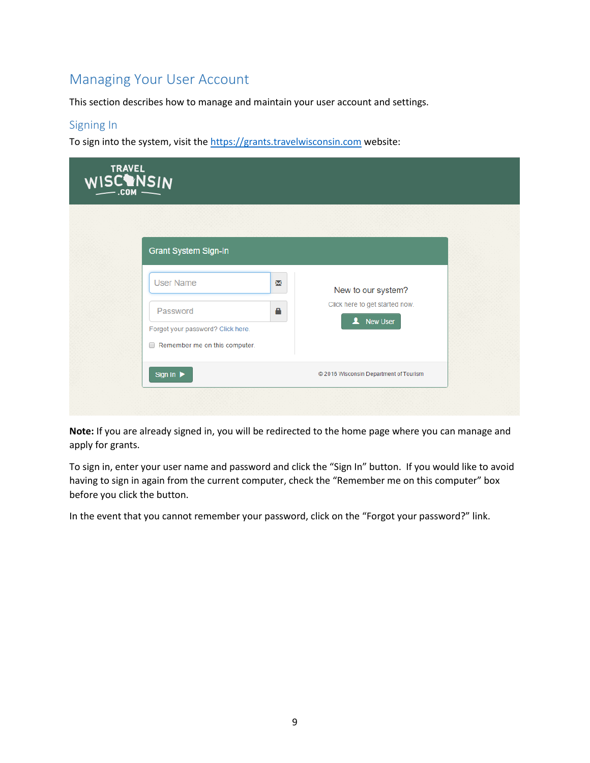# Managing Your User Account

This section describes how to manage and maintain your user account and settings.

## Signing In

To sign into the system, visit the [https://grants.travelwisconsin.com](https://grants.travelwisconsin.com) website:

**Note:** If you are already signed in, you will be redirected to the home page where you can manage and apply for grants.

To sign in, enter your user name and password and click the "Sign In" button. If you would like to avoid having to sign in again from the current computer, check the "Remember me on this computer" box before you click the button.

In the event that you cannot remember your password, click on the "Forgot your password?" link.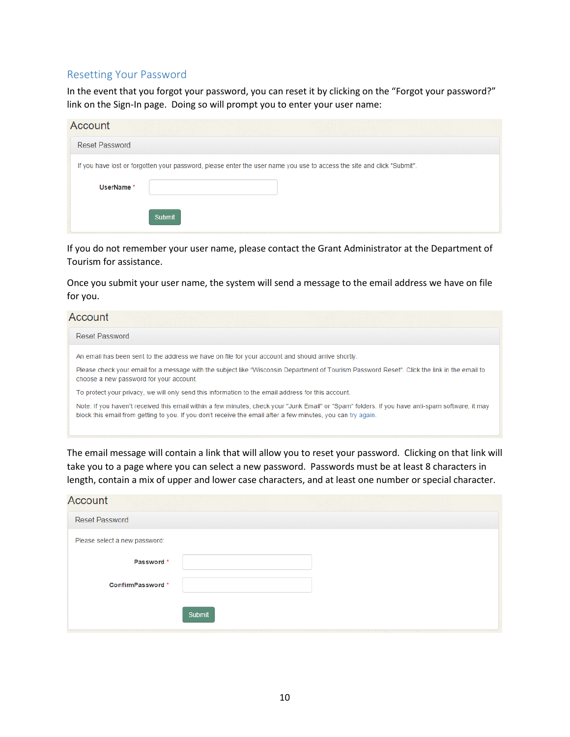## Resetting Your Password

In the event that you forgot your password, you can reset it by clicking on the "Forgot your password?" link on the Sign-In page. Doing so will prompt you to enter your user name:

**Account**

Reset Password

If you have lost or forgotten your password, please enter the user name you use to access the site and click "Submit".

UserName *

Submit

If you do not remember your user name, please contact the Grant Administrator at the Department of Tourism for assistance.

Once you submit your user name, the system will send a message to the email address we have on file for you.

**Account**

Reset Password

An email has been sent to the address we have on file for your account and should arrive shortly.

Please check your email for a message with the subject like "Wisconsin Department of Tourism Password Reset". Click the link in the email to choose a new password for your account.

To protect your privacy, we will only send this information to the email address for this account.

Note: If you haven't received this email within a few minutes, check your "Junk Email" or "Spam" folders. If you have anti-spam software, it may block this email from getting to you. If you don't receive the email after a few minutes, you can try again.

The email message will contain a link that will allow you to reset your password. Clicking on that link will take you to a page where you can select a new password. Passwords must be at least 8 characters in length, contain a mix of upper and lower case characters, and at least one number or special character.

**Account**

Reset Password

Please select a new password:

Password *

ConfirmPassword *

Submit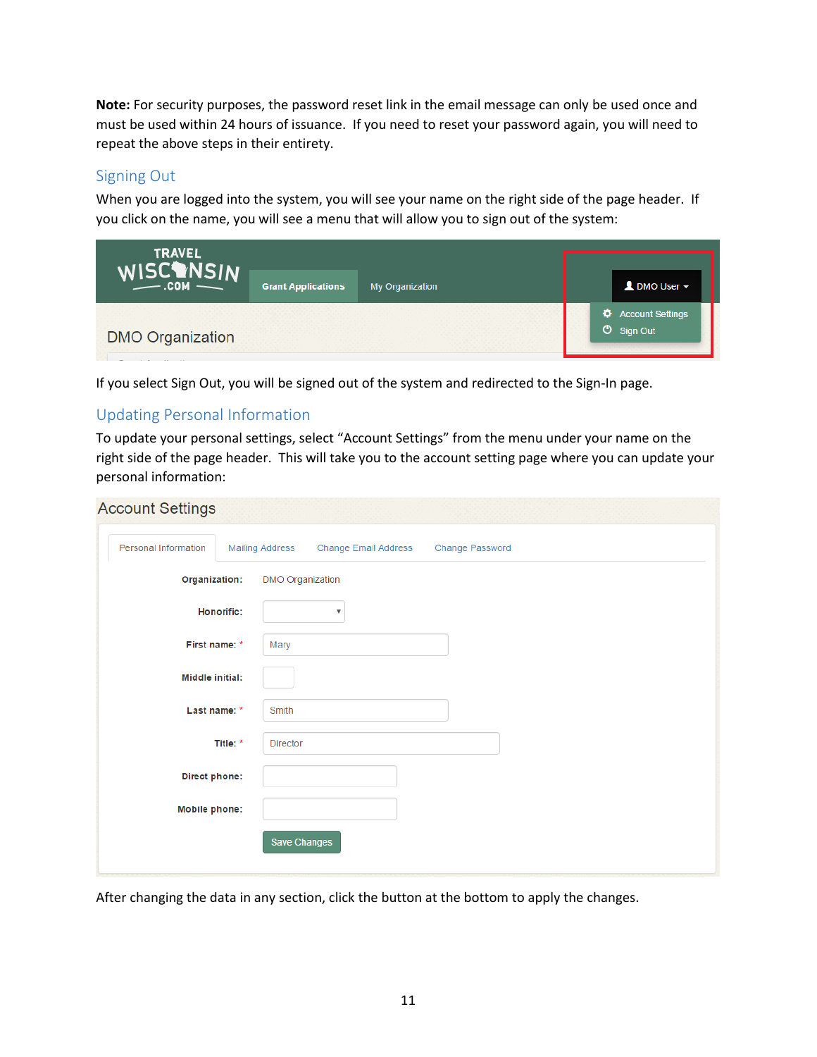**Note:** For security purposes, the password reset link in the email message can only be used once and must be used within 24 hours of issuance. If you need to reset your password again, you will need to repeat the above steps in their entirety.

## Signing Out

When you are logged into the system, you will see your name on the right side of the page header. If you click on the name, you will see a menu that will allow you to sign out of the system:

If you select Sign Out, you will be signed out of the system and redirected to the Sign-In page.

## Updating Personal Information

To update your personal settings, select "Account Settings" from the menu under your name on the right side of the page header. This will take you to the account setting page where you can update your personal information:

After changing the data in any section, click the button at the bottom to apply the changes.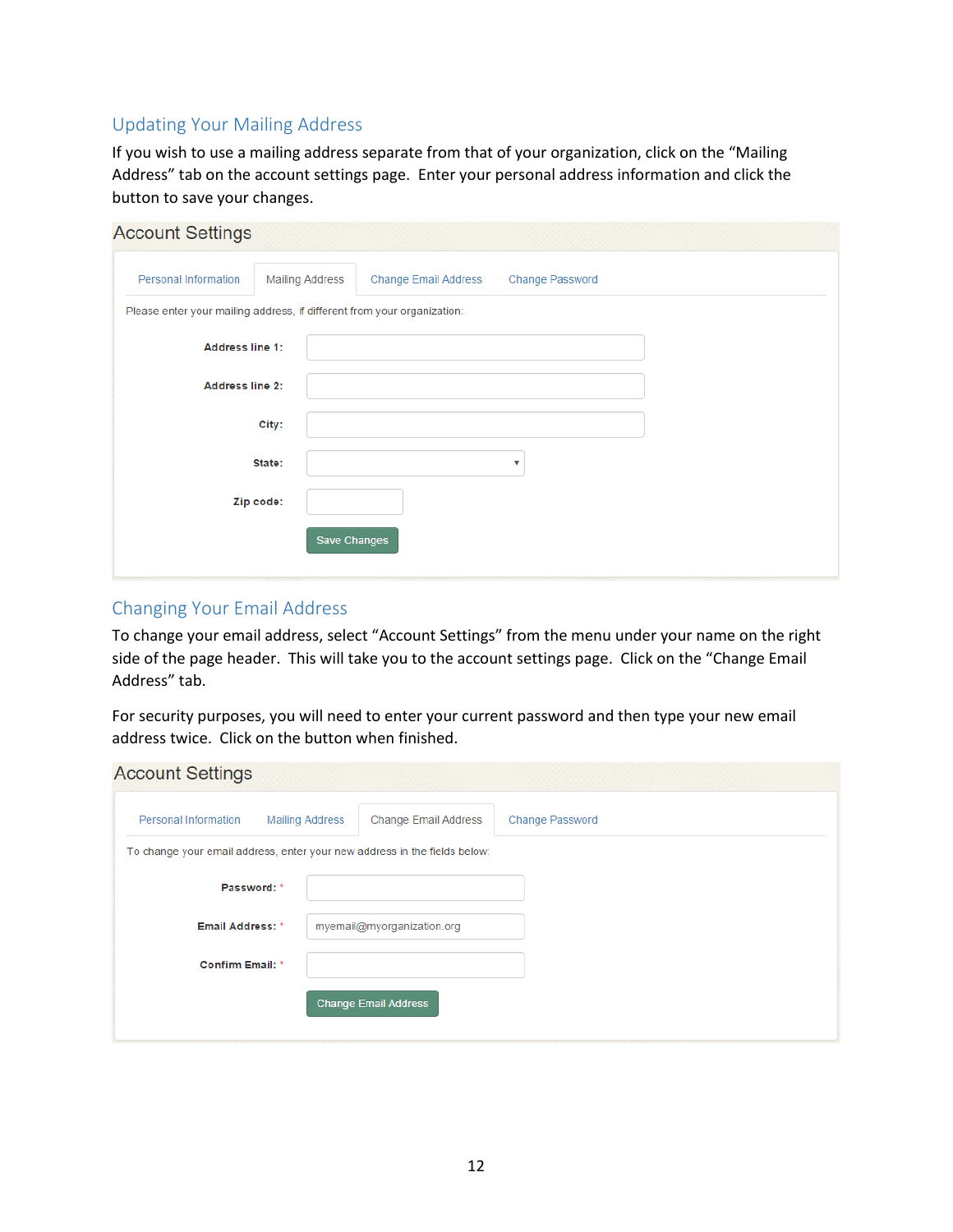## Updating Your Mailing Address

If you wish to use a mailing address separate from that of your organization, click on the "Mailing Address" tab on the account settings page. Enter your personal address information and click the button to save your changes.

Account Settings

Personal Information | Mailing Address | Change Email Address | Change Password

Please enter your mailing address, if different from your organization:

Address line 1:

Address line 2:

City:

State:

Zip code:

Save Changes

## Changing Your Email Address

To change your email address, select "Account Settings" from the menu under your name on the right side of the page header. This will take you to the account settings page. Click on the "Change Email Address" tab.

For security purposes, you will need to enter your current password and then type your new email address twice. Click on the button when finished.

Account Settings

Personal Information | Mailing Address | Change Email Address | Change Password

To change your email address, enter your new address in the fields below:

Password: *

Email Address: * myemail@myorganization.org

Confirm Email: *

Change Email Address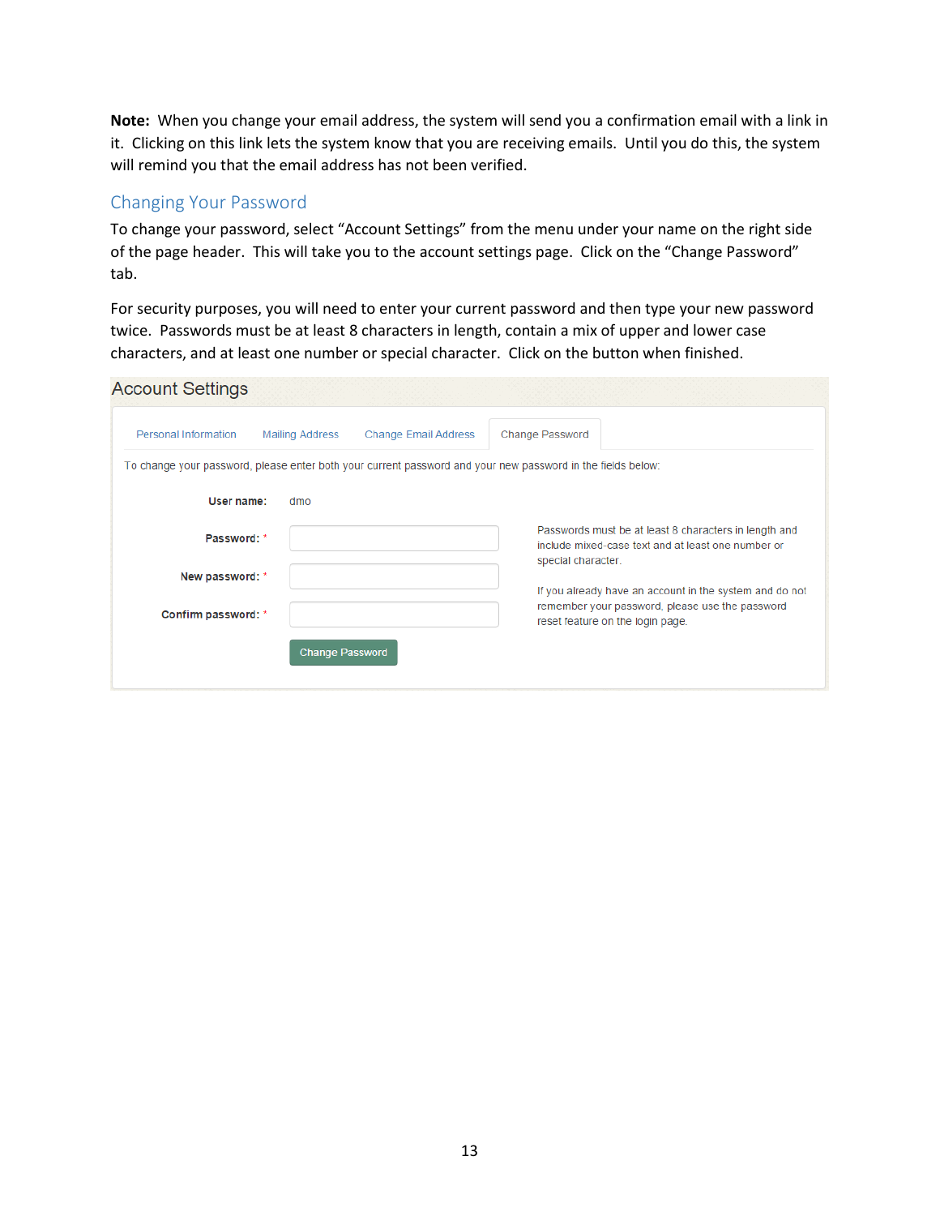**Note:** When you change your email address, the system will send you a confirmation email with a link in it. Clicking on this link lets the system know that you are receiving emails. Until you do this, the system will remind you that the email address has not been verified.

## Changing Your Password

To change your password, select "Account Settings" from the menu under your name on the right side of the page header. This will take you to the account settings page. Click on the "Change Password" tab.

For security purposes, you will need to enter your current password and then type your new password twice. Passwords must be at least 8 characters in length, contain a mix of upper and lower case characters, and at least one number or special character. Click on the button when finished.

Account Settings

Personal Information | Mailing Address | Change Email Address | Change Password

To change your password, please enter both your current password and your new password in the fields below:

**User name:** dmo

**Password:** *

**New password:** *

**Confirm password:** *

Change Password

Passwords must be at least 8 characters in length and include mixed-case text and at least one number or special character.

If you already have an account in the system and do not remember your password, please use the password reset feature on the login page.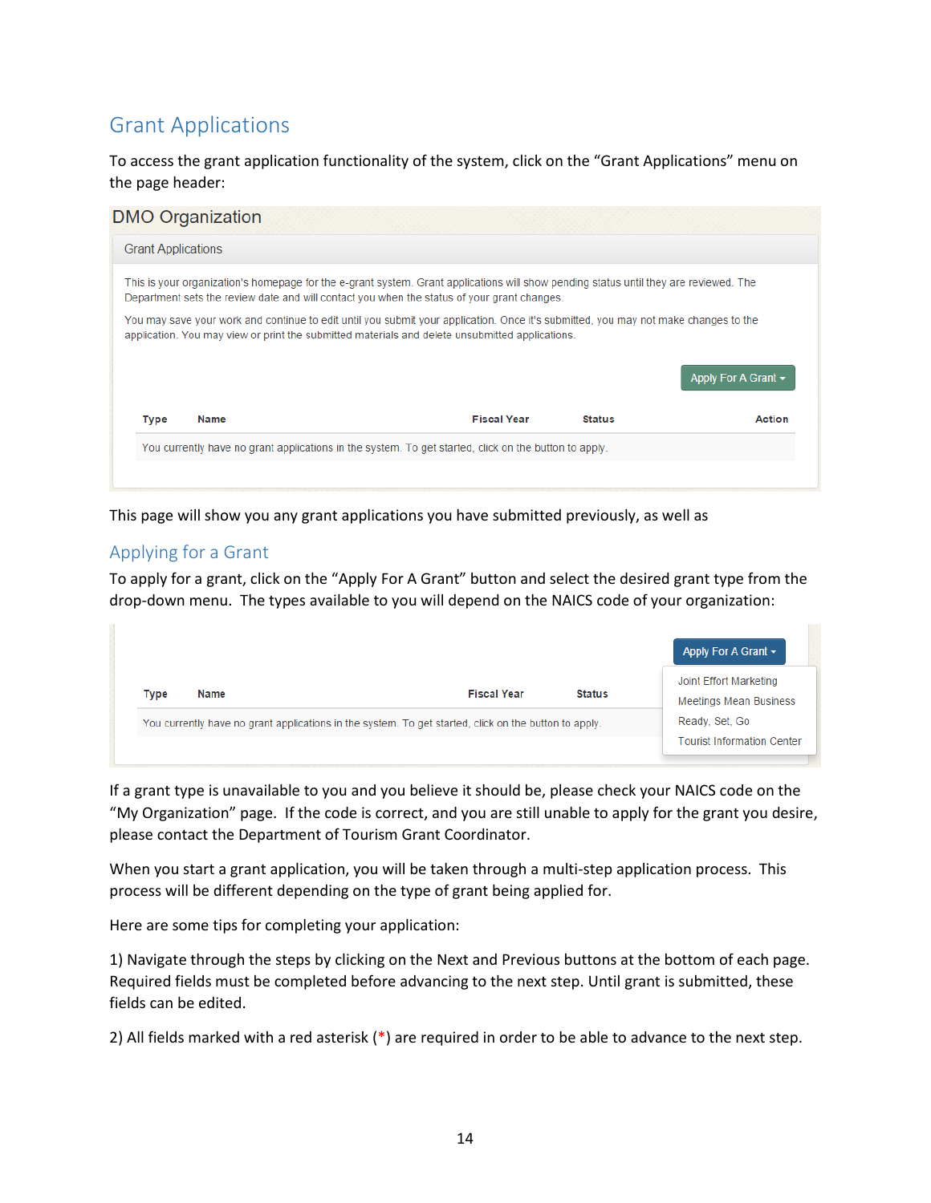## Grant Applications

To access the grant application functionality of the system, click on the “Grant Applications” menu on the page header:

DMO Organization

Grant Applications

This is your organization's homepage for the e-grant system. Grant applications will show pending status until they are reviewed. The Department sets the review date and will contact you when the status of your grant changes.

You may save your work and continue to edit until you submit your application. Once it's submitted, you may not make changes to the application. You may view or print the submitted materials and delete unsubmitted applications.

Apply For A Grant

| Type | Name | Fiscal Year | Status | Action |
| --- | --- | --- | --- | --- |
| You currently have no grant applications in the system. To get started, click on the button to apply. | | | | |

This page will show you any grant applications you have submitted previously, as well as

## Applying for a Grant

To apply for a grant, click on the “Apply For A Grant” button and select the desired grant type from the drop-down menu. The types available to you will depend on the NAICS code of your organization:

Apply For A Grant

- Joint Effort Marketing
- Meetings Mean Business
- Ready, Set, Go
- Tourist Information Center

| Type | Name | Fiscal Year | Status |
| --- | --- | --- | --- |
| You currently have no grant applications in the system. To get started, click on the button to apply. | | | |

If a grant type is unavailable to you and you believe it should be, please check your NAICS code on the “My Organization” page. If the code is correct, and you are still unable to apply for the grant you desire, please contact the Department of Tourism Grant Coordinator.

When you start a grant application, you will be taken through a multi-step application process. This process will be different depending on the type of grant being applied for.

Here are some tips for completing your application:

1) Navigate through the steps by clicking on the Next and Previous buttons at the bottom of each page. Required fields must be completed before advancing to the next step. Until grant is submitted, these fields can be edited.

2) All fields marked with a red asterisk (*) are required in order to be able to advance to the next step.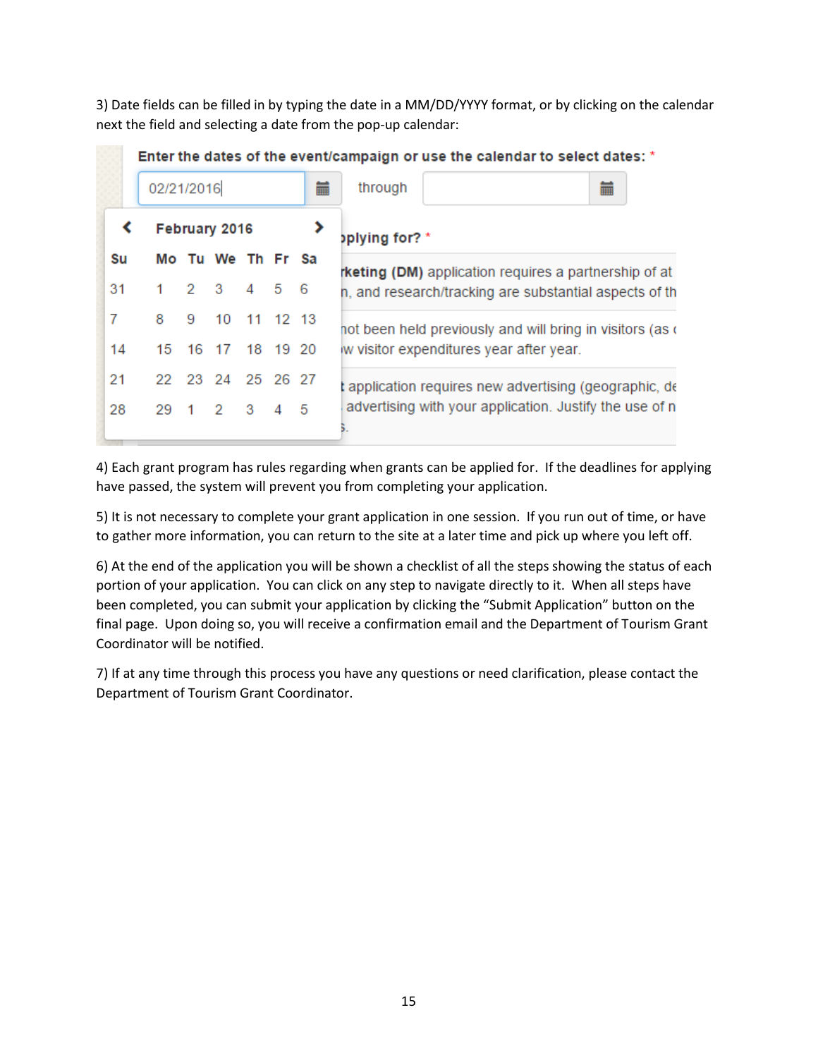3) Date fields can be filled in by typing the date in a MM/DD/YYYY format, or by clicking on the calendar next the field and selecting a date from the pop-up calendar:

4) Each grant program has rules regarding when grants can be applied for. If the deadlines for applying have passed, the system will prevent you from completing your application.

5) It is not necessary to complete your grant application in one session. If you run out of time, or have to gather more information, you can return to the site at a later time and pick up where you left off.

6) At the end of the application you will be shown a checklist of all the steps showing the status of each portion of your application. You can click on any step to navigate directly to it. When all steps have been completed, you can submit your application by clicking the "Submit Application" button on the final page. Upon doing so, you will receive a confirmation email and the Department of Tourism Grant Coordinator will be notified.

7) If at any time through this process you have any questions or need clarification, please contact the Department of Tourism Grant Coordinator.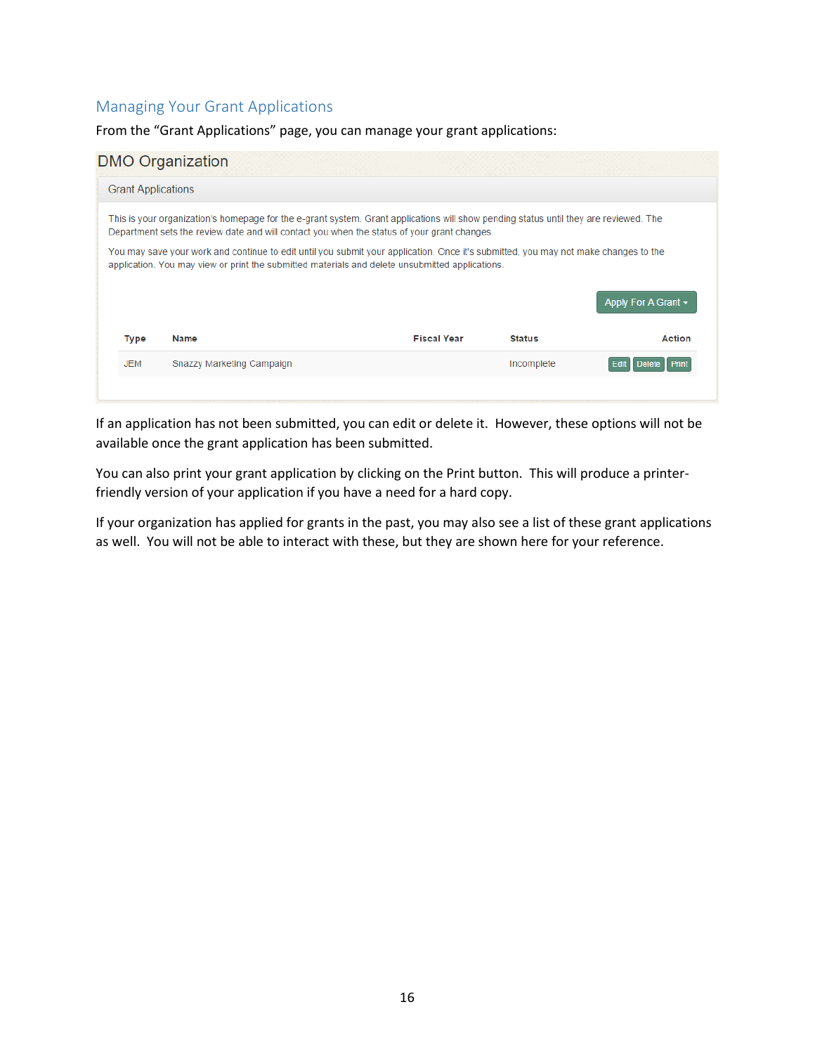## Managing Your Grant Applications

From the “Grant Applications” page, you can manage your grant applications:

DMO Organization

Grant Applications

This is your organization's homepage for the e-grant system. Grant applications will show pending status until they are reviewed. The Department sets the review date and will contact you when the status of your grant changes.

You may save your work and continue to edit until you submit your application. Once it's submitted, you may not make changes to the application. You may view or print the submitted materials and delete unsubmitted applications.

Apply For A Grant

| Type | Name | Fiscal Year | Status | Action |
| --- | --- | --- | --- | --- |
| JEM | Snazzy Marketing Campaign | | Incomplete | Edit Delete Print |

If an application has not been submitted, you can edit or delete it. However, these options will not be available once the grant application has been submitted.

You can also print your grant application by clicking on the Print button. This will produce a printer-friendly version of your application if you have a need for a hard copy.

If your organization has applied for grants in the past, you may also see a list of these grant applications as well. You will not be able to interact with these, but they are shown here for your reference.